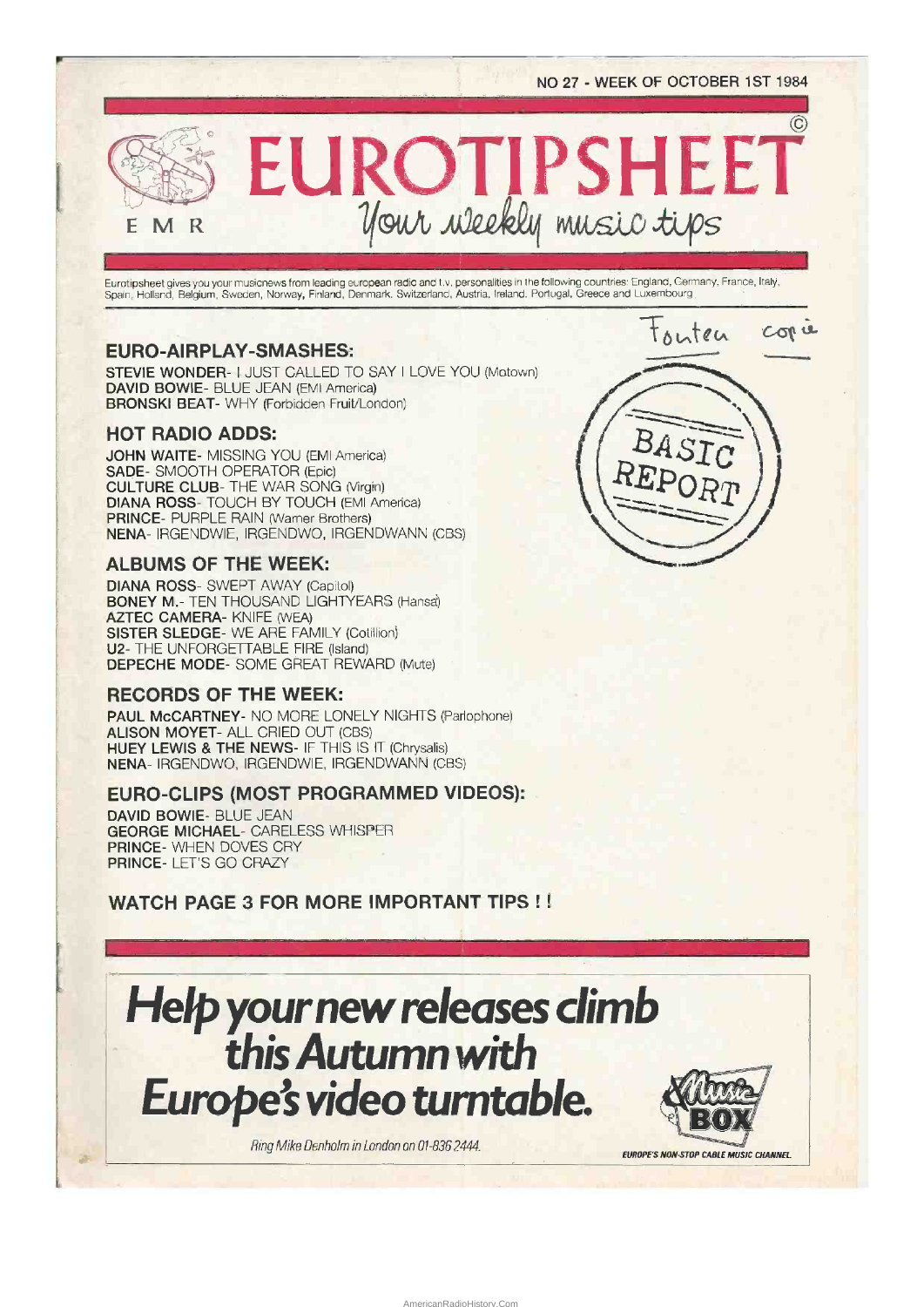NO 27 - WEEK OF OCTOBER 1ST 1984

# EUROTIPSHEET

©

EMR

*Your weekly music tips*

Eurotipsheet gives you your musicnews from leading european radio and t.v. personalities in the following countries: England, Germany, France, Italy, Spain, Holland, Belgium, Sweden, Norway, Finland, Denmark, Switzerland, Austria, Ireland, Portugal, Greece and Luxembourg.

Touteu copie

BASIC REPORT

## EURO-AIRPLAY-SMASHES:

**STEVIE WONDER**- I JUST CALLED TO SAY I LOVE YOU (Motown)
**DAVID BOWIE**- BLUE JEAN (EMI America)
**BRONSKI BEAT**- WHY (Forbidden Fruit/London)

## HOT RADIO ADDS:

**JOHN WAITE**- MISSING YOU (EMI America)
**SADE**- SMOOTH OPERATOR (Epic)
**CULTURE CLUB**- THE WAR SONG (Virgin)
**DIANA ROSS**- TOUCH BY TOUCH (EMI America)
**PRINCE**- PURPLE RAIN (Warner Brothers)
**NENA**- IRGENDWIE, IRGENDWO, IRGENDWANN (CBS)

## ALBUMS OF THE WEEK:

**DIANA ROSS**- SWEPT AWAY (Capitol)
**BONEY M.**- TEN THOUSAND LIGHTYEARS (Hansa)
**AZTEC CAMERA**- KNIFE (WEA)
**SISTER SLEDGE**- WE ARE FAMILY (Cotillion)
**U2**- THE UNFORGETTABLE FIRE (Island)
**DEPECHE MODE**- SOME GREAT REWARD (Mute)

## RECORDS OF THE WEEK:

**PAUL McCARTNEY**- NO MORE LONELY NIGHTS (Parlophone)
**ALISON MOYET**- ALL CRIED OUT (CBS)
**HUEY LEWIS & THE NEWS**- IF THIS IS IT (Chrysalis)
**NENA**- IRGENDWO, IRGENDWIE, IRGENDWANN (CBS)

## EURO-CLIPS (MOST PROGRAMMED VIDEOS):

**DAVID BOWIE**- BLUE JEAN
**GEORGE MICHAEL**- CARELESS WHISPER
**PRINCE**- WHEN DOVES CRY
**PRINCE**- LET'S GO CRAZY

**WATCH PAGE 3 FOR MORE IMPORTANT TIPS ! !**

***Help your new releases climb this Autumn with Europe's video turntable.***

*Ring Mike Denholm in London on 01-836 2444.*

Music BOX

*EUROPE'S NON-STOP CABLE MUSIC CHANNEL*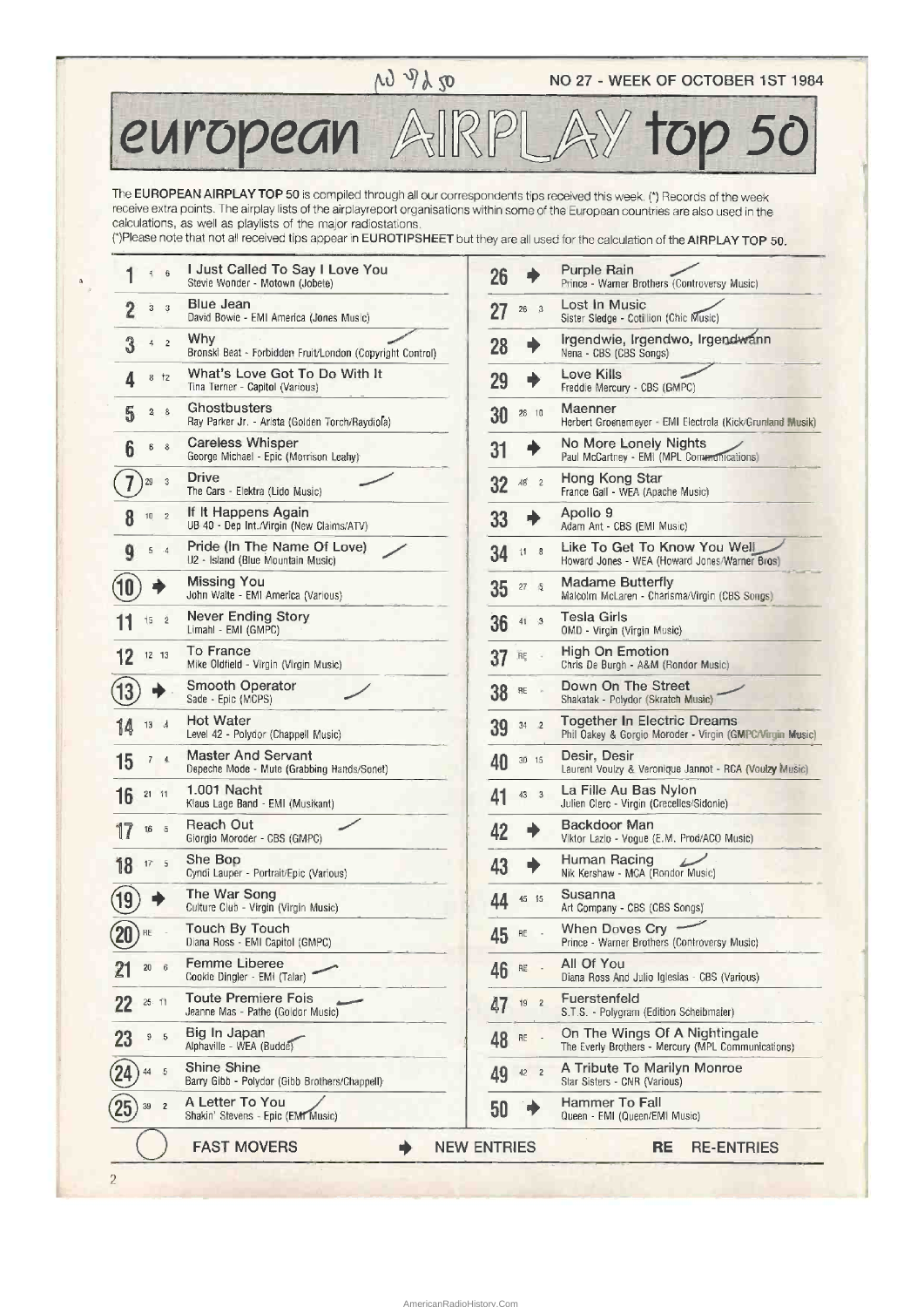NO 27 - WEEK OF OCTOBER 1ST 1984

# european AIRPLAY top 50

The **EUROPEAN AIRPLAY TOP 50** is compiled through all our correspondents tips received this week. (*) Records of the week receive extra points. The airplay lists of the airplayreport organisations within some of the European countries are also used in the calculations, as well as playlists of the major radiostations.
(*)Please note that not all received tips appear in **EUROTIPSHEET** but they are all used for the calculation of the **AIRPLAY TOP 50.**

| Pos | Last | Wks | Title / Artist - Label (Publisher) |
|---|---|---|---|
| 1 | 1 | 6 | I Just Called To Say I Love You<br>Stevie Wonder - Motown (Jobete) |
| 2 | 3 | 3 | Blue Jean<br>David Bowie - EMI America (Jones Music) |
| 3 | 4 | 2 | Why<br>Bronski Beat - Forbidden Fruit/London (Copyright Control) |
| 4 | 8 | 12 | What's Love Got To Do With It<br>Tina Turner - Capitol (Various) |
| 5 | 2 | 8 | Ghostbusters<br>Ray Parker Jr. - Arista (Golden Torch/Raydiola) |
| 6 | 6 | 8 | Careless Whisper<br>George Michael - Epic (Morrison Leahy) |
| (7) | 29 | 3 | Drive<br>The Cars - Elektra (Lido Music) |
| 8 | 10 | 2 | If It Happens Again<br>UB 40 - Dep Int./Virgin (New Claims/ATV) |
| 9 | 5 | 4 | Pride (In The Name Of Love)<br>U2 - Island (Blue Mountain Music) |
| (10) | ➜ | | Missing You<br>John Waite - EMI America (Various) |
| 11 | 15 | 2 | Never Ending Story<br>Limahl - EMI (GMPC) |
| 12 | 12 | 13 | To France<br>Mike Oldfield - Virgin (Virgin Music) |
| (13) | ➜ | | Smooth Operator<br>Sade - Epic (MCPS) |
| 14 | 13 | 4 | Hot Water<br>Level 42 - Polydor (Chappell Music) |
| 15 | 7 | 4 | Master And Servant<br>Depeche Mode - Mute (Grabbing Hands/Sonet) |
| 16 | 21 | 11 | 1.001 Nacht<br>Klaus Lage Band - EMI (Musikant) |
| 17 | 16 | 5 | Reach Out<br>Giorgio Moroder - CBS (GMPC) |
| 18 | 17 | 5 | She Bop<br>Cyndi Lauper - Portrait/Epic (Various) |
| (19) | ➜ | | The War Song<br>Culture Club - Virgin (Virgin Music) |
| (20) | RE | - | Touch By Touch<br>Diana Ross - EMI Capitol (GMPC) |
| 21 | 20 | 6 | Femme Liberee<br>Cookie Dingler - EMI (Talar) |
| 22 | 25 | 11 | Toute Premiere Fois<br>Jeanne Mas - Pathe (Goldor Music) |
| 23 | 9 | 5 | Big In Japan<br>Alphaville - WEA (Budde) |
| (24) | 44 | 5 | Shine Shine<br>Barry Gibb - Polydor (Gibb Brothers/Chappell) |
| (25) | 39 | 2 | A Letter To You<br>Shakin' Stevens - Epic (EMI Music) |
| 26 | ➜ | | Purple Rain<br>Prince - Warner Brothers (Controversy Music) |
| 27 | 26 | 3 | Lost In Music<br>Sister Sledge - Cotillion (Chic Music) |
| 28 | ➜ | | Irgendwie, Irgendwo, Irgendwann<br>Nena - CBS (CBS Songs) |
| 29 | ➜ | | Love Kills<br>Freddie Mercury - CBS (GMPC) |
| 30 | 28 | 10 | Maenner<br>Herbert Groenemeyer - EMI Electrola (Kick/Gruniand Musik) |
| 31 | ➜ | | No More Lonely Nights<br>Paul McCartney - EMI (MPL Communications) |
| 32 | 46 | 2 | Hong Kong Star<br>France Gall - WEA (Apache Music) |
| 33 | ➜ | | Apollo 9<br>Adam Ant - CBS (EMI Music) |
| 34 | 11 | 8 | Like To Get To Know You Well<br>Howard Jones - WEA (Howard Jones/Warner Bros) |
| 35 | 27 | 5 | Madame Butterfly<br>Malcolm McLaren - Charisma/Virgin (CBS Songs) |
| 36 | 41 | 3 | Tesla Girls<br>OMD - Virgin (Virgin Music) |
| 37 | RE | - | High On Emotion<br>Chris De Burgh - A&M (Rondor Music) |
| 38 | RE | - | Down On The Street<br>Shakatak - Polydor (Skratch Music) |
| 39 | 31 | 2 | Together In Electric Dreams<br>Phil Oakey & Gorgio Moroder - Virgin (GMPC/Virgin Music) |
| 40 | 30 | 15 | Desir, Desir<br>Laurent Voulzy & Veronique Jannot - RCA (Voulzy Music) |
| 41 | 43 | 3 | La Fille Au Bas Nylon<br>Julien Clerc - Virgin (Crecelles/Sidonie) |
| 42 | ➜ | | Backdoor Man<br>Viktor Lazlo - Vogue (E.M. Prod/ACO Music) |
| 43 | ➜ | | Human Racing<br>Nik Kershaw - MCA (Rondor Music) |
| 44 | 45 | 15 | Susanna<br>Art Company - CBS (CBS Songs) |
| 45 | RE | - | When Doves Cry<br>Prince - Warner Brothers (Controversy Music) |
| 46 | RE | - | All Of You<br>Diana Ross And Julio Iglesias - CBS (Various) |
| 47 | 19 | 2 | Fuerstenfeld<br>S.T.S. - Polygram (Edition Scheibmaier) |
| 48 | RE | - | On The Wings Of A Nightingale<br>The Everly Brothers - Mercury (MPL Communications) |
| 49 | 42 | 2 | A Tribute To Marilyn Monroe<br>Star Sisters - CNR (Various) |
| 50 | ➜ | | Hammer To Fall<br>Queen - EMI (Queen/EMI Music) |

( ) FAST MOVERS ➜ NEW ENTRIES **RE** RE-ENTRIES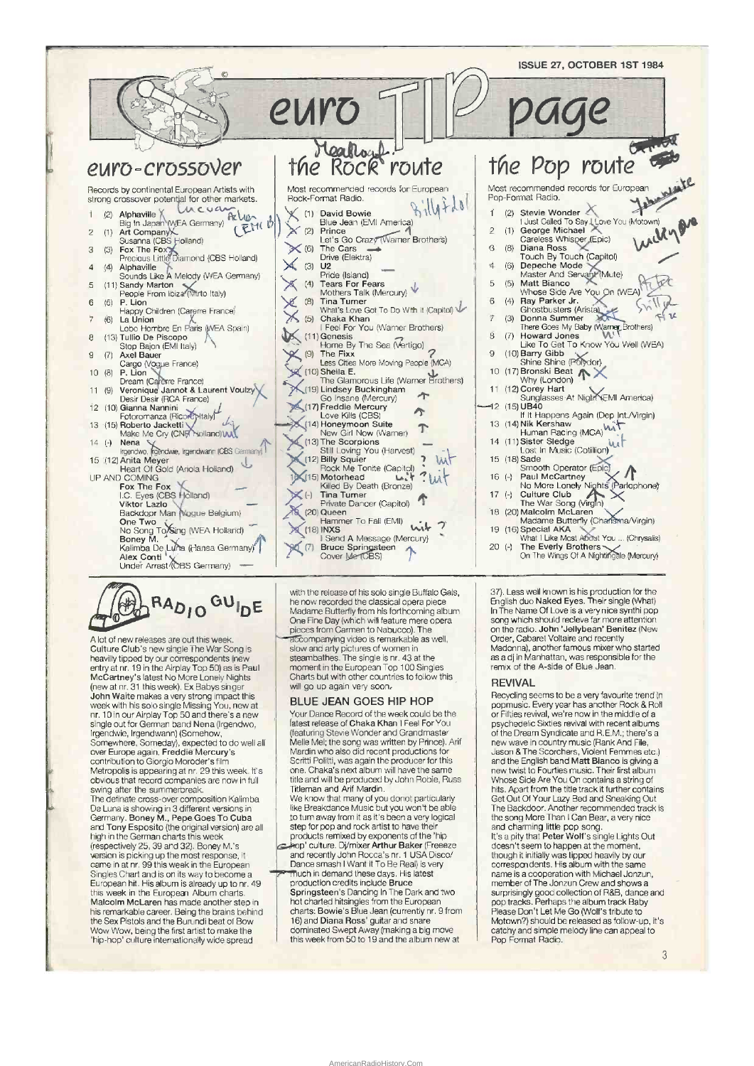ISSUE 27, OCTOBER 1ST 1984

# euro TIP page

## euro-crossover

Records by continental European Artists with strong crossover potential for other markets.

1 (2) **Alphaville**
Big In Japan (WEA Germany)
2 (1) **Art Company**
Susanna (CBS Holland)
3 (3) **Fox The Fox**
Precious Little Diamond (CBS Holland)
4 (4) **Alphaville**
Sounds Like A Melody (WEA Germany)
5 (11) **Sandy Marton**
People From Ibiza (Mirto Italy)
6 (5) **P. Lion**
Happy Children (Carrere France)
7 (6) **La Union**
Lobo Hombre En Paris (WEA Spain)
8 (13) **Tullio De Piscopo**
Stop Bajon (EMI Italy)
9 (7) **Axel Bauer**
Cargo (Vogue France)
10 (8) **P. Lion**
Dream (Carrere France)
11 (9) **Veronique Jannot & Laurent Voulzy**
Desir Desir (RCA France)
12 (10) **Gianna Nannini**
Fotoromanza (Ricordi Italy)
13 (15) **Roberto Jacketti**
Make Me Cry (CNR Holland)
14 (-) **Nena**
Irgendwo, Irgendwie, Irgendwann (CBS Germany)
15 (12) **Anita Meyer**
Heart Of Gold (Ariola Holland)

UP AND COMING
**Fox The Fox**
I.C. Eyes (CBS Holland)
**Viktor Lazlo**
Backdoor Man (Vogue Belgium)
**One Two**
No Song To Sing (WEA Holland)
**Boney M.**
Kalimba De Luna (Hansa Germany)
**Alex Conti**
Under Arrest (CBS Germany)

## the Rock route

Most recommended records for European Rock-Format Radio.

1 (1) **David Bowie**
Blue Jean (EMI America)
2 (2) **Prince**
Let's Go Crazy (Warner Brothers)
3 (6) **The Cars**
Drive (Elektra)
4 (3) **U2**
Pride (Island)
5 (4) **Tears For Fears**
Mothers Talk (Mercury)
6 (8) **Tina Turner**
What's Love Got To Do With It (Capitol)
7 (5) **Chaka Khan**
I Feel For You (Warner Brothers)
8 (11) **Genesis**
Home By The Sea (Vertigo)
9 (9) **The Fixx**
Less Cities More Moving People (MCA)
10 (10) **Sheila E.**
The Glamorous Life (Warner Brothers)
11 (19) **Lindsey Buckingham**
Go Insane (Mercury)
12 (17) **Freddie Mercury**
Love Kills (CBS)
13 (14) **Honeymoon Suite**
New Girl Now (Warner)
14 (13) **The Scorpions**
Still Loving You (Harvest)
15 (12) **Billy Squier**
Rock Me Tonite (Capitol)
16 (15) **Motorhead**
Killed By Death (Bronze)
17 (-) **Tina Turner**
Private Dancer (Capitol)
18 (20) **Queen**
Hammer To Fall (EMI)
19 (18) **INXS**
I Send A Message (Mercury)
20 (7) **Bruce Springsteen**
Cover Me (CBS)

## the Pop route

Most recommended records for European Pop-Format Radio.

1 (2) **Stevie Wonder**
I Just Called To Say I Love You (Motown)
2 (1) **George Michael**
Careless Whisper (Epic)
3 (8) **Diana Ross**
Touch By Touch (Capitol)
4 (6) **Depeche Mode**
Master And Servant (Mute)
5 (5) **Matt Bianco**
Whose Side Are You On (WEA)
6 (4) **Ray Parker Jr.**
Ghostbusters (Arista)
7 (3) **Donna Summer**
There Goes My Baby (Warner Brothers)
8 (7) **Howard Jones**
Like To Get To Know You Well (WEA)
9 (10) **Barry Gibb**
Shine Shine (Polydor)
10 (17) **Bronski Beat**
Why (London)
11 (12) **Corey Hart**
Sunglasses At Night (EMI America)
12 (15) **UB40**
If It Happens Again (Dep Int./Virgin)
13 (14) **Nik Kershaw**
Human Racing (MCA)
14 (11) **Sister Sledge**
Lost In Music (Cotillion)
15 (18) **Sade**
Smooth Operator (Epic)
16 (-) **Paul McCartney**
No More Lonely Nights (Parlophone)
17 (-) **Culture Club**
The War Song (Virgin)
18 (20) **Malcolm McLaren**
Madame Butterfly (Charisma/Virgin)
19 (16) **Special AKA**
What I Like Most About You ... (Chrysalis)
20 (-) **The Everly Brothers**
On The Wings Of A Nightingale (Mercury)

## RADIO GUIDE

A lot of new releases are out this week. **Culture Club**'s new single The War Song is heavily tipped by our correspondents (new entry at nr. 19 in the Airplay Top 50) as is Paul McCartney's latest No More Lonely Nights (new at nr. 31 this week). Ex Babys singer **John Waite** makes a very strong impact this week with his solo single Missing You, new at nr. 10 in our Airplay Top 50 and there's a new single out for German band **Nena** (Irgendwo, Irgendwie, Irgendwann) (Somehow, Somewhere, Someday), expected to do well all over Europe again. **Freddie Mercury**'s contribution to Giorgio Moroder's film Metropolis is appearing at nr. 29 this week. It's obvious that record companies are now in full swing after the summerbreak.

The definate cross-over composition Kalimba De Luna is showing in 3 different versions in Germany. **Boney M.**, **Pepe Goes To Cuba** and **Tony Esposito** (the original version) are all high in the German charts this week (respectively 25, 39 and 32). Boney M.'s version is picking up the most response, it came in at nr. 99 this week in the European Singles Chart and is on its way to become a European hit. His album is already up to nr. 49 this week in the European Album charts.

**Malcolm McLaren** has made another step in his remarkable career. Being the brains behind the Sex Pistols and the Burundi beat of Bow Wow Wow, being the first artist to make the 'hip-hop' culture internationally wide spread with the release of his solo single Buffalo Gals, he now recorded the classical opera piece Madame Butterfly from his forthcoming album One Fine Day (which will feature mere opera pieces from Carmen to Nabucco). The accompanying video is remarkable as well, slow and arty pictures of women in steambathes. The single is nr. 43 at the moment in the European Top 100 Singles Charts but with other countries to follow this will go up again very soon.

### BLUE JEAN GOES HIP HOP

Your Dance Record of the week could be the latest release of **Chaka Khan** I Feel For You (featuring Stevie Wonder and Grandmaster Melle Mel; the song was written by Prince). Arif Mardin who also did recent productions for Scritti Politti, was again the producer for this one. Chaka's next album will have the same title and will be produced by John Robie, Russ Titleman and Arif Mardin.

We know that many of you donot particularly like Breakdance Music but you won't be able to turn away from it as it's been a very logical step for pop and rock artist to have their products remixed by exponents of the 'hip hop' culture. Dj/mixer **Arthur Baker** (Freeeze and recently John Rocca's nr. 1 USA Disco/Dance smash I Want It To Be Real) is very much in demand these days. His latest production credits include **Bruce Springsteen**'s Dancing In The Dark and two hot charted hitsingles from the European charts: Bowie's Blue Jean (currently nr. 9 from 16) and **Diana Ross**' guitar and snare dominated Swept Away (making a big move this week from 50 to 19 and the album new at 37). Less well known is his production for the English duo **Naked Eyes**. Their single (What) In The Name Of Love is a very nice synthi pop song which should recieve far more attention on the radio. **John 'Jellybean' Benitez** (New Order, Cabaret Voltaire and recently Madonna), another famous mixer who started as a dj in Manhattan, was responsible for the remix of the A-side of Blue Jean.

### REVIVAL

Recycling seems to be a very favourite trend in popmusic. Every year has another Rock & Roll or Fifties revival, we're now in the middle of a psychedelic Sixties revival with recent albums of the Dream Syndicate and R.E.M.; there's a new wave in country music (Rank And File, Jason & The Scorchers, Violent Femmes etc.) and the English band **Matt Bianco** is giving a new twist to Fourties music. Their first album Whose Side Are You On contains a string of hits. Apart from the title track it further contains Get Out Of Your Lazy Bed and Sneaking Out The Backdoor. Another recommended track is the song More Than I Can Bear, a very nice and charming little pop song.

It's a pity that **Peter Wolf**'s single Lights Out doesn't seem to happen at the moment, though it initially was tipped heavily by our correspondents. His album with the same name is a cooperation with Michael Jonzun, member of The Jonzun Crew and shows a surprisingly good collection of R&B, dance and pop tracks. Perhaps the album track Baby Please Don't Let Me Go (Wolf's tribute to Motown?) should be released as follow-up, it's catchy and simple melody line can appeal to Pop Format Radio.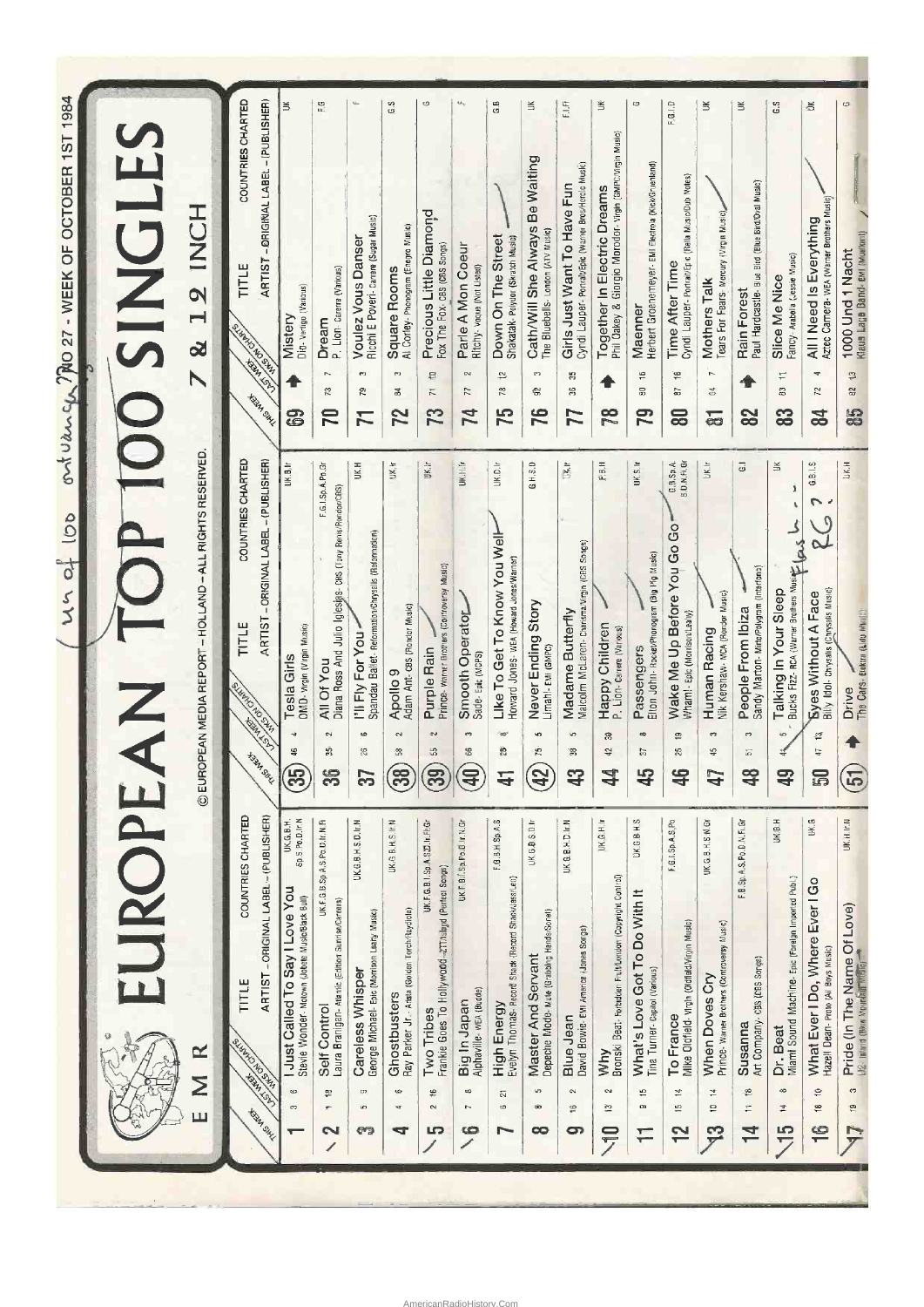# EUROPEAN TOP 100 SINGLES

EMR

© EUROPEAN MEDIA REPORT – HOLLAND – ALL RIGHTS RESERVED.

NO 27 - WEEK OF OCTOBER 1ST 1984

## 7 & 12 INCH

| THIS WEEK | LAST WEEK | WKS ON CHARTS | TITLE / ARTIST – ORIGINAL LABEL – (PUBLISHER) | COUNTRIES CHARTED |
|---|---|---|---|---|
| 1 | 3 | 6 | I Just Called To Say I Love You / Stevie Wonder- Motown (Jobete Music/Black Bull) | UK.G.B.H.Sp.S.Po.D.Ir.N |
| 2 | 1 | 18 | Self Control / Laura Branigan- Atlantic (Edition Sunrise/Carrere) | UK.F.G.B.Sp.A.S.Po.D.Ir.N.Fi |
| 3 | 5 | 9 | Careless Whisper / George Michael- Epic (Morrison Leahy Music) | UK.G.B.H.S.D.Ir.N |
| 4 | 4 | 6 | Ghostbusters / Ray Parker Jr.- Arista (Golden Torch/Raydiola) | UK.G.B.H.S.Ir.N |
| 5 | 2 | 16 | Two Tribes / Frankie Goes To Hollywood- ZTT/Island (Perfect Songs) | UK.F.G.B.I.Sp.A.S.D.Ir.Fi.Gr |
| 6 | 7 | 8 | Big In Japan / Alphaville- WEA (Budde) | UK.F.B.I.Sp.Po.D.Ir.N.Gr |
| 7 | 6 | 21 | High Energy / Evelyn Thomas- Record Shack (Record Shack/Leosong) | F.G.B.H.Sp.A.S |
| 8 | 8 | 5 | Master And Servant / Depeche Mode- Mute (Grabbing Hands/Sonet) | UK.G.B.S.Ir.Fi |
| 9 | 16 | 2 | Blue Jean / David Bowie- EMI America (Jones Songs) | UK.G.B.H.D.Ir.N |
| 10 | 13 | 2 | Why / Bronski Beat- Forbidden Fruit/London (Copyright Control) | UK.G.H.Ir |
| 11 | 9 | 15 | What's Love Got To Do With It / Tina Turner- Capitol (Various) | UK.G.B.H.S |
| 12 | 15 | 14 | To France / Mike Oldfield- Virgin (Oldfield/Virgin Music) | F.G.I.Sp.A.S.Po |
| 13 | 10 | 14 | When Doves Cry / Prince- Warner Brothers (Controversy Music) | UK.G.B.H.S.N.Gr |
| 14 | 11 | 18 | Susanna / Art Company- CBS (CBS Songs) | F.B.Sp.A.S.Po.D.N.Fi.Gr |
| 15 | 14 | 8 | Dr. Beat / Miami Sound Machine- Epic (Foreign Imported Publ.) | UK.B.H |
| 16 | 18 | 10 | What Ever I Do, Where Ever I Go / Hazell Dean- Proto (All Boys Music) | UK.B |
| 17 | 19 | 3 | Pride (In The Name Of Love) / U2- Island (Blue Mountain Music) | UK.H.Ir.N |
| 35 | 46 | 4 | Tesla Girls / OMD- Virgin (Virgin Music) | UK.B.Ir |
| 36 | 35 | 2 | All Of You / Diana Ross And Julio Iglesias- CBS (Tony Renis/Parador/CBS) | F.G.I.Sp.A.Po.Gr |
| 37 | 26 | 6 | I'll Fly For You / Spandau Ballet- Reformation/Chrysalis (Reformation) | UK.H |
| 38 | 58 | 2 | Apollo 9 / Adam Ant- CBS (Rondor Music) | UK.Ir |
| 39 | 55 | 2 | Purple Rain / Prince- Warner Brothers (Controversy Music) | UK.Ir |
| 40 | 66 | 3 | Smooth Operator / Sade- Epic (MCPS) | UK.H.Ir |
| 41 | 29 | 6 | Like To Get To Know You Well / Howard Jones- WEA (Howard Jones/Warner) | UK.D.Ir |
| 42 | 75 | 5 | Never Ending Story / Limahl- EMI (GMPC) | G.H.S.D |
| 43 | 38 | 5 | Madame Butterfly / Malcolm McLaren- Charisma/Virgin (CBS Songs) | UK.Ir |
| 44 | 42 | 30 | Happy Children / P. Lion- Carrere (Various) | F.B.H |
| 45 | 57 | 8 | Passengers / Elton John- Rocket/Phonogram (Big Pig Music) | UK.S.Ir |
| 46 | 25 | 19 | Wake Me Up Before You Go Go / Wham!- Epic (Morrison/Leahy) | G.I.Sp.A.D.N.Fi.Gr |
| 47 | 45 | 3 | Human Racing / Nik Kershaw- MCA (Rondor Music) | UK.Ir |
| 48 | 51 | 3 | People From Ibiza / Sandy Marton- Mate/Polygram (Intersong) | G.I |
| 49 | 41 | 5 | Talking In Your Sleep / Bucks Fizz- RCA (Warner Brothers Music) | UK |
| 50 | 47 | 13 | Eyes Without A Face / Billy Idol- Chrysalis (Chrysalis Music) | G.B.I.S |
| 51 | ↑ | | Drive / The Cars- Elektra (Lido Music) | UK.H |
| 69 | ↑ | | Mistery / Dio- Vertigo (Various) | UK |
| 70 | 73 | 7 | Dream / P. Lion- Carrere (Various) | F.G |
| 71 | 79 | 3 | Voulez Vous Danser / Ricchi E Poveri- Carrere (Sugar Music) | F |
| 72 | 84 | 3 | Square Rooms / Al Corley- Phonogram (Energeo Music) | G.S |
| 73 | 71 | 10 | Precious Little Diamond / Fox The Fox- CBS (CBS Songs) | G |
| 74 | 77 | 2 | Parle A Mon Coeur / Ritchy- Vogue (Not Listed) | F |
| 75 | 78 | 12 | Down On The Street / Shakatak- Polydor (Skratch Music) | G.B |
| 76 | 92 | 3 | Cath/Will She Always Be Waiting / The Bluebells- London (ATV Music) | UK |
| 77 | 36 | 35 | Girls Just Want To Have Fun / Cyndi Lauper- Portrait/Epic (Warner Bros/Heroic Music) | F.I.Fi |
| 78 | ↑ | | Together In Electric Dreams / Phil Oakey & Giorgio Moroder- Virgin (GMPC/Virgin Music) | UK |
| 79 | 80 | 16 | Maenner / Herbert Groenemeyer- EMI Electrola (Kick/Grinetland) | G |
| 80 | 87 | 16 | Time After Time / Cyndi Lauper- Portrait/Epic (Rella Music/Dub Notes) | F.G.I.D |
| 81 | 64 | 7 | Mothers Talk / Tears For Fears- Mercury (Virgin Music) | UK |
| 82 | ↑ | | Rain Forest / Paul Hardcastle- Blue Bird (Blue Bird/Oval Music) | UK |
| 83 | 83 | 11 | Slice Me Nice / Fancy- Ariola (Jessie Music) | G.S |
| 84 | 72 | 4 | All I Need Is Everything / Aztec Camera- WEA (Warner Brothers Music) | UK |
| 85 | 82 | 13 | 1000 Und 1 Nacht / Klaus Lage Band- EMI (Manfont) | G |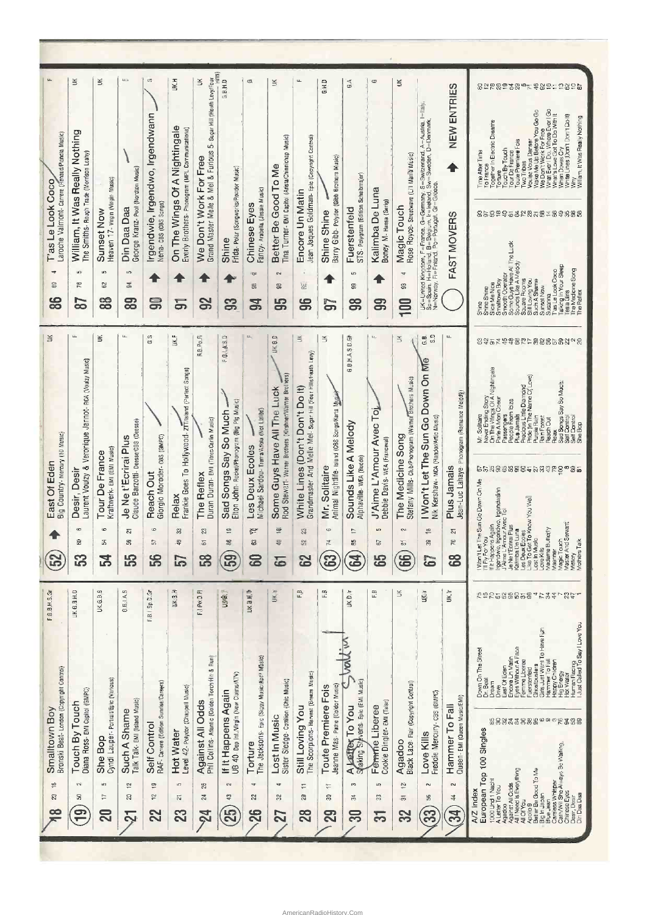| Pos | LW | Wks | Title | Artist – Label (Publisher) | Countries |
|---|---|---|---|---|---|
| 18 | 22 | 18 | Smalltown Boy | Bronski Beat - London (Copyright Control) | F.G.B.H.S.Gr |
| 19 | 50 | 2 | Touch By Touch | Diana Ross - EMI Capitol (GMPC) | UK.G.B.H.D |
| 20 | 17 | 5 | She Bop | Cyndi Lauper - Portrait/Epic (Various) | UK.G.B.S |
| 21 | 20 | 12 | Such A Shame | Talk Talk - EMI (Island Music) | G.B.I.A.S |
| 22 | 12 | 19 | Self Control | RAF - Carrere (Edition Sunrise/Carrere) | F.B.I.Sp.D.Gr |
| 23 | 21 | 5 | Hot Water | Level 42 - Polydor (Chappell Music) | UK.B.H |
| 24 | 24 | 26 | Against All Odds | Phil Collins - Atlantic (Golden Torch/Hit & Run) | F.I.Po.D.Fi |
| 25 | 43 | 2 | If It Happens Again | UB 40 - Dep Int./Virgin (New Claims/ATV) | UK.H |
| 26 | 22 | 4 | Torture | The Jacksons - Epic (Siggy Music/April Music) | UK.B.H.Po |
| 27 | 32 | 4 | Lost In Music | Sister Sledge - Cotillion (Chic Music) | UK.Ir |
| 28 | 29 | 11 | Still Loving You | The Scorpions - Harvest (Breeze Music) | F.B |
| 29 | 30 | 11 | Toute Premiere Fois | Jeanne Mas - Pathe (Gondor Music) | F.B |
| 30 | 34 | 3 | A Letter To You | Shakin' Stevens - Epic (EMI Music) | UK.D.Ir |
| 31 | 23 | 5 | Femme Liberee | Cookie Dingler - EMI (Tabar) | F.B |
| 32 | 31 | 12 | Agadoo | Black Lace - Flair (Copyright Control) | UK |
| 33 | 56 | 2 | Love Kills | Freddie Mercury - CBS (GMPC) | UK.Ir |
| 34 | 44 | 2 | Hammer To Fall | Queen - EMI (Queen Music/EMI) | UK.Ir |
| 52 | ↑ | | East Of Eden | Big Country - Mercury (10 Music) | UK |
| 53 | 60 | 6 | Desir, Desir | Laurent Voulzy & Veronique Jannot - RCA (Voulzy Music) | F |
| 54 | 54 | 6 | Tour De France | Kraftwerk - EMI (EMI Music) | UK |
| 55 | 59 | 21 | Je Ne t'Ecrirai Plus | Claude Barzotti - Dessee/CBS (Dessee) | F |
| 56 | 57 | 6 | Reach Out | Giorgio Moroder - CBS (GMPC) | G.S |
| 57 | 49 | 38 | Relax | Frankie Goes To Hollywood - ZTT/Island (Perfect Songs) | UK.F |
| 58 | 61 | 23 | The Reflex | Duran Duran - EMI (Tritec/Carlin Music) | F.B.Po.Fi |
| 59 | 86 | 19 | Sad Songs Say So Much | Elton John - Rocket/Phonogram (Big Pig Music) | F.G.I.A.S.D |
| 60 | 63 | 12 | Les Deux Ecoles | Michael Sardou - Tremar/Ariola (Not Listed) | F |
| 61 | 40 | 18 | Some Guys Have All The Luck | Rod Stewart - Warner Brothers (Kirshner/Warner Brothers) | UK.G.D |
| 62 | 52 | 23 | White Lines (Don't Don't Do It) | Grandmaster And Melle Mel - Sugar Hill (Sour Hills/Heath Levy) | UK |
| 63 | 74 | 6 | Mr. Solitaire | Animal Nightlife - Island (CBS Songs/Kana Music) | UK |
| 64 | 85 | 17 | Sounds Like A Melody | Alphaville - WEA (Budde) | G.B.H.A.S.D.Gr |
| 65 | 67 | 5 | J'Aime L'Amour Avec Toi | Debbie Davis - WEA (Francevall) | F |
| 66 | 81 | 2 | The Medicine Song | Stefany Mills - Club/Phonogram (Warner Brothers Music) | UK |
| 67 | 39 | 18 | I Won't Let The Sun Go Down On Me | Nik Kershaw - MCA (Rondor/Artic Music) | G.B.S.D |
| 68 | 70 | 21 | Plus Jamais | Jean-Luc Lahaye - Phonogram (Romance Melody) | F |
| 86 | 89 | 4 | T'as Le Look Coco | Laroche Valmont - Carrere (Renaud/Pianola Music) | F |
| 87 | 78 | 5 | William, It Was Really Nothing | The Smiths - Rough Trade (Morrison Leahy) | UK |
| 88 | 62 | 5 | Sunset Now | Heaven 17 - Virgin (Virgin Music) | UK |
| 89 | 94 | 5 | Din Daa Daa | George Kranz - Pool (Nordton Music) | F |
| 90 | ↑ | | Irgendwie, Irgendwo, Irgendwann | Nena - CBS (CBS Songs) | G |
| 91 | ↑ | | On The Wings Of A Nightingale | Everly Brothers - Phonogram (MPL Communications) | UK.H |
| 92 | ↑ | | We Don't Work For Free | Grand Master Melle & Mel & Furious 5 - Sugar Hill (Heath Levy/Four Hills) | UK |
| 93 | ↑ | | Shine | Frida - Polar (Songworks/Polydor Music) | G.B.H.D |
| 94 | 98 | 2 | Chinese Eyes | Fancy - Arabella (Jessie Music) | G |
| 95 | 93 | 2 | Better Be Good To Me | Tina Turner - EMI Capitol (Arista/Chinnichap Music) | UK |
| 96 | RE | | Encore Un Matin | Jean Jaques Goldman - Epic (Copyright Control) | F |
| 97 | ↑ | | Shine Shine | Barry Gibb - Polydor (Gibb Brothers Music) | G.H.D |
| 98 | 99 | 5 | Fuerstenfeld | STS - Polygram (Edition Schalbmajer) | G.A |
| 99 | ↑ | | Kalimba De Luna | Boney M - Hansa (Gering) | G |
| 100 | 93 | 4 | Magic Touch | Rose Royce - Streetwave (L'il Mama Music) | UK |

UK=United Kingdom, F=France, G=Germany, S=Switzerland, A=Austria, I=Italy, Sp=Spain, H=Holland, B=Belgium, Ir=Ireland, Sw=Sweden, D=Denmark, N=Norway, Fi=Finland, Po=Portugal, Gr=Greece.

○ FAST MOVERS ↑ NEW ENTRIES

## A/Z Index
### European Top 100 Singles

1000 Und 1 Nacht 85
A Letter To You 30
Agadoo 32
Against All Odds 24
All I Need Is Everything 84
All Of You 36
Apollo 9 86
Better Be Good To Me 95
Big In Japan 6
Blue Jean 8
Careless Whisper 5
Cath/Will She Always Be Waiting 76
Chinese Eyes 94
Desir Desir 53
Din Daa Daa 89
Down On The Street 75
Dr. Beat 15
Dream 70
Drive 61
East Of Eden 52
Encore Un Matin 96
Eyes Without A Face 50
Femme Liberee 31
Fuerstenfeld 98
Ghostbusters 4
Girls Just Want To Have Fun 77
Hammer To Fall 34
Happy Children 44
Hig Energy 7
Hot Water 23
Human Racing 47
I Just Called To Say I Love You 1
I Won't Let The Sun Go Down On Me 67
I'll Fly For You 37
If It Happens Again 25
Irgendwie, Irgendwo, Irgendwann 90
J'Aime L'Amour Avec Toi 65
Je Ne T'Ecrirai Plus 55
Kalimba De Luna 99
Les Deux Ecoles 60
Like To Get To Know You Well 26
Lost In Music 27
Love Kills 33
Madame Butterfly 43
Maxine 79
Magic Touch 100
Master And Servant 8
Melody 69
Mother's Talk 81
Mr. Solitaire 63
Never Ending Story 42
On The Wings Of A Nightingale 91
Parle A Mon Coeur 74
Passengers 45
Plus Jamais 68
Precious Little Diamond 88
Pride (In The Name Of Love) 73
Purple Rain 71
Rain Forest 38
Reach Out 56
Relax 57
Sad Songs Say So Much 59
Self Control 22
Self Control 2
She Bop 20
Shine 93
Shine Shine 97
Slice Me Nice 83
Smalltown Boy 18
Some Guys Have All The Luck 61
Sounds Like A Melody 64
Square Rooms 72
Still Loving You 28
Such A Shame 21
Sunset Now 88
Susanna 14
T'as Le Look Coco 86
Talking In Your Sleep 66
Tesla Girls 49
The Medicine Song 66
The Reflex 58
Time After Time 80
To France 12
Together In Electric Dreams 78
Torture 26
Touch By Touch 19
Tour De France 54
Toute Premiere Fois 29
Two Tribes 5
Velvet Guitar 71
Wake Me Up Before You Go Go 46
We Don't Work For Free 92
What Ever I Do, Where Ever I Go 16
What's Love Got To Do With It 11
When Doves Cry 13
White Lines (Don't Don't Do It) 62
Why 10
William, It Was Really Nothing 87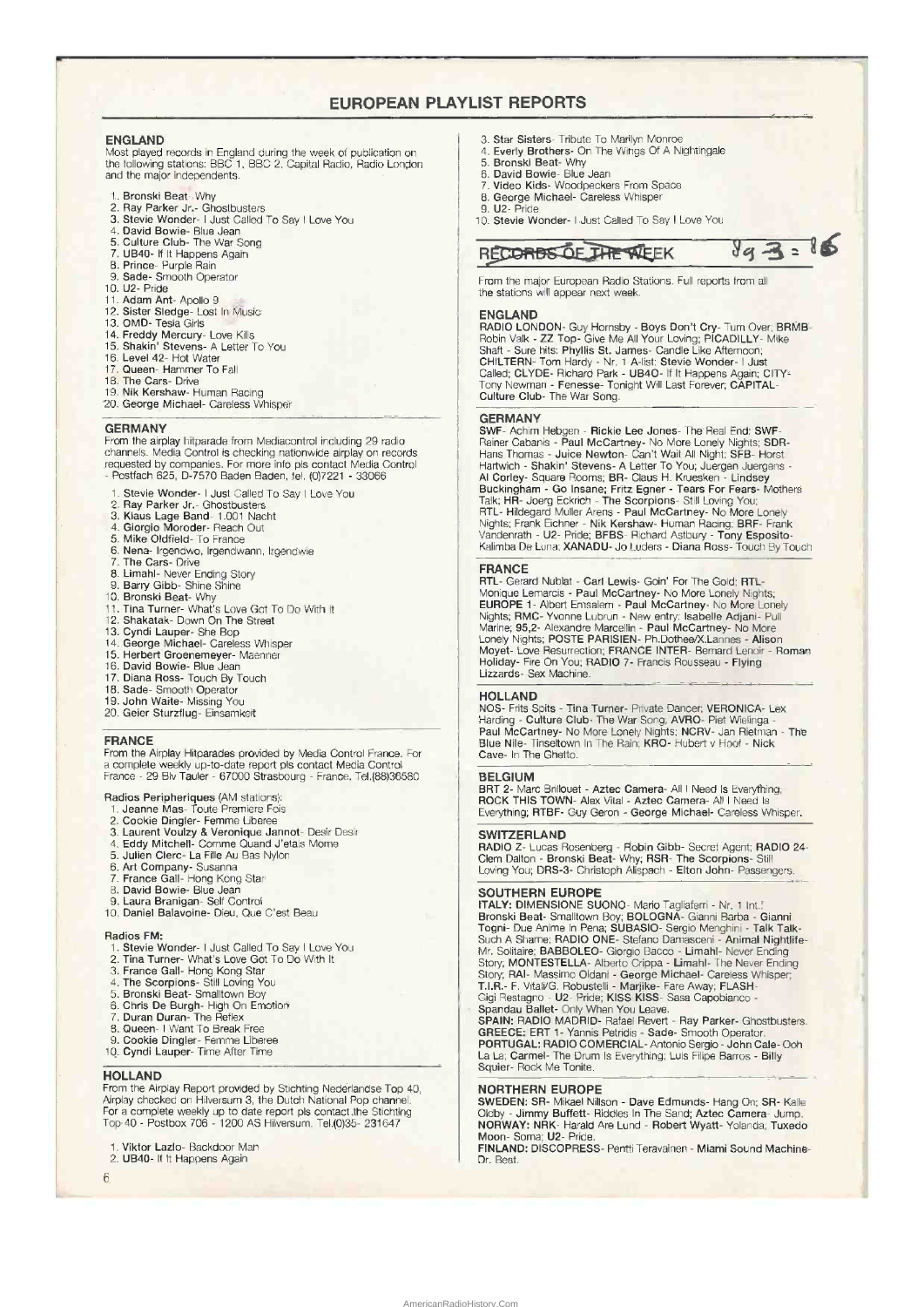# EUROPEAN PLAYLIST REPORTS

## ENGLAND

Most played records in England during the week of publication on the following stations: BBC 1, BBC 2, Capital Radio, Radio London and the major independents.

1. **Bronski Beat**- Why
2. **Ray Parker Jr.**- Ghostbusters
3. **Stevie Wonder**- I Just Called To Say I Love You
4. **David Bowie**- Blue Jean
5. **Culture Club**- The War Song
6. 
7. **UB40**- If It Happens Again
8. **Prince**- Purple Rain
9. **Sade**- Smooth Operator
10. **U2**- Pride
11. **Adam Ant**- Apollo 9
12. **Sister Sledge**- Lost In Music
13. **OMD**- Tesla Girls
14. **Freddy Mercury**- Love Kills
15. **Shakin' Stevens**- A Letter To You
16. **Level 42**- Hot Water
17. **Queen**- Hammer To Fall
18. **The Cars**- Drive
19. **Nik Kershaw**- Human Racing
20. **George Michael**- Careless Whisper

## GERMANY

From the airplay hitparade from Mediacontrol including 29 radio channels. Media Control is checking nationwide airplay on records requested by companies. For more info pls contact Media Control - Postfach 625, D-7570 Baden Baden, tel. (0)7221 - 33066

1. **Stevie Wonder**- I Just Called To Say I Love You
2. **Ray Parker Jr.**- Ghostbusters
3. **Klaus Lage Band**- 1.001 Nacht
4. **Giorgio Moroder**- Reach Out
5. **Mike Oldfield**- To France
6. **Nena**- Irgendwo, Irgendwann, Irgendwie
7. **The Cars**- Drive
8. **Limahl**- Never Ending Story
9. **Barry Gibb**- Shine Shine
10. **Bronski Beat**- Why
11. **Tina Turner**- What's Love Got To Do With It
12. **Shakatak**- Down On The Street
13. **Cyndi Lauper**- She Bop
14. **George Michael**- Careless Whisper
15. **Herbert Groenemeyer**- Maenner
16. **David Bowie**- Blue Jean
17. **Diana Ross**- Touch By Touch
18. **Sade**- Smooth Operator
19. **John Waite**- Missing You
20. **Geier Sturzflug**- Einsamkeit

## FRANCE

From the Airplay Hitparades provided by Media Control France. For a complete weekly up-to-date report pls contact Media Control France - 29 Blv Tauler - 67000 Strasbourg - France. Tel.(88)36580

Radios Peripheriques (AM stations):

1. **Jeanne Mas**- Toute Premiere Fois
2. **Cookie Dingler**- Femme Liberee
3. **Laurent Voulzy & Veronique Jannot**- Desir Desir
4. **Eddy Mitchell**- Comme Quand J'etais Mome
5. **Julien Clerc**- La Fille Au Bas Nylon
6. **Art Company**- Susanna
7. **France Gall**- Hong Kong Star
8. **David Bowie**- Blue Jean
9. **Laura Branigan**- Self Control
10. **Daniel Balavoine**- Dieu, Que C'est Beau

Radios FM:

1. **Stevie Wonder**- I Just Called To Say I Love You
2. **Tina Turner**- What's Love Got To Do With It
3. **France Gall**- Hong Kong Star
4. **The Scorpions**- Still Loving You
5. **Bronski Beat**- Smalltown Boy
6. **Chris De Burgh**- High On Emotion
7. **Duran Duran**- The Reflex
8. **Queen**- I Want To Break Free
9. **Cookie Dingler**- Femme Liberee
10. **Cyndi Lauper**- Time After Time

## HOLLAND

From the Airplay Report provided by Stichting Nederlandse Top 40, Airplay checked on Hilversum 3, the Dutch National Pop channel. For a complete weekly up to date report pls contact the Stichting Top 40 - Postbox 706 - 1200 AS Hilversum. Tel.(0)35- 231647

1. **Viktor Lazlo**- Backdoor Man
2. **UB40**- If It Happens Again
3. **Star Sisters**- Tribute To Marilyn Monroe
4. **Everly Brothers**- On The Wings Of A Nightingale
5. **Bronski Beat**- Why
6. **David Bowie**- Blue Jean
7. **Video Kids**- Woodpeckers From Space
8. **George Michael**- Careless Whisper
9. **U2**- Pride
10. **Stevie Wonder**- I Just Called To Say I Love You

# RECORDS OF THE WEEK

From the major European Radio Stations. Full reports from all the stations will appear next week.

## ENGLAND

**RADIO LONDON**- Guy Hornsby - **Boys Don't Cry**- Turn Over; **BRMB**- Robin Valk - **ZZ Top**- Give Me All Your Loving; **PICADILLY**- Mike Shaft - Sure hits: **Phyllis St. James**- Candle Like Afternoon; **CHILTERN**- Tom Hardy - Nr. 1 A-list: **Stevie Wonder**- I Just Called; **CLYDE**- Richard Park - **UB40**- If It Happens Again; **CITY**- Tony Newman - **Fenesse**- Tonight Will Last Forever; **CAPITAL**- **Culture Club**- The War Song.

## GERMANY

**SWF**- Achim Hebgen - **Rickie Lee Jones**- The Real End; **SWF**- Rainer Cabanis - **Paul McCartney**- No More Lonely Nights; **SDR**- Hans Thomas - **Juice Newton**- Can't Wait All Night; **SFB**- Horst Hartwich - **Shakin' Stevens**- A Letter To You; Juergen Juergans - **Al Corley**- Square Rooms; **BR**- Claus H. Kruesken - **Lindsey Buckingham - Go Insane; Fritz Egner - Tears For Fears**- Mothers Talk; **HR**- Joerg Eckrich - **The Scorpions**- Still Loving You; RTL- Hildegard Muller Arens - **Paul McCartney**- No More Lonely Nights; Frank Eichner - **Nik Kershaw**- Human Racing; **BRF**- Frank Vandenrath - **U2**- Pride; **BFBS**- Richard Astbury - **Tony Esposito**- Kalimba De Luna; **XANADU**- Jo Luders - **Diana Ross**- Touch By Touch

## FRANCE

**RTL**- Gerard Nublat - **Carl Lewis**- Goin' For The Gold; **RTL**- Monique Lemarcis - **Paul McCartney**- No More Lonely Nights; **EUROPE 1**- Albert Emsalem - **Paul McCartney**- No More Lonely Nights; **RMC**- Yvonne Lubrun - New entry: **Isabelle Adjani**- Pull Marine; **95,2**- Alexandre Marcellin - **Paul McCartney**- No More Lonely Nights; **POSTE PARISIEN**- Ph.Dothee/X.Lannes - **Alison Moyet**- Love Resurrection; **FRANCE INTER**- Bernard Lenoir - **Roman Holiday**- Fire On You; **RADIO 7**- Francis Rousseau - **Flying Lizzards**- Sex Machine.

## HOLLAND

NOS- Frits Spits - **Tina Turner**- Private Dancer; **VERONICA**- Lex Harding - **Culture Club**- The War Song; **AVRO**- Piet Wielinga - **Paul McCartney**- No More Lonely Nights; **NCRV**- Jan Rietman - **The Blue Nile**- Tinseltown In The Rain; **KRO**- Hubert v Hoof - **Nick Cave**- In The Ghetto.

## BELGIUM

**BRT 2**- Marc Brillouet - **Aztec Camera**- All I Need Is Everything; **ROCK THIS TOWN**- Alex Vital - **Aztec Camera**- All I Need Is Everything; **RTBF**- Guy Geron - **George Michael**- Careless Whisper.

## SWITZERLAND

**RADIO Z**- Lucas Rosenberg - **Robin Gibb**- Secret Agent; **RADIO 24**- Clem Dalton - **Bronski Beat**- Why; **RSR**- **The Scorpions**- Still Loving You; **DRS-3**- Christoph Alispach - **Elton John**- Passengers.

## SOUTHERN EUROPE

**ITALY: DIMENSIONE SUONO**- Mario Tagliaferri - Nr. 1 Int.: **Bronski Beat**- Smalltown Boy; **BOLOGNA**- Gianni Barba - **Gianni Togni**- Due Anime In Pena; **SUBASIO**- Sergio Menghini - **Talk Talk**- Such A Shame; **RADIO ONE**- Stefano Damasceni - **Animal Nightlife**- Mr. Solitaire; **BABBOLEO**- Giorgio Bacco - **Limahl**- Never Ending Story; **MONTESTELLA**- Alberto Crippa - **Limahl**- The Never Ending Story; **RAI**- Massimo Oldani - **George Michael**- Careless Whisper; **T.I.R.**- F. Vitali/G. Robustelli - **Marjike**- Fare Away; **FLASH**- Gigi Restagno - **U2**- Pride; **KISS KISS**- Sasa Capobianco - **Spandau Ballet**- Only When You Leave.
**SPAIN: RADIO MADRID**- Rafael Revert - **Ray Parker**- Ghostbusters.
**GREECE: ERT 1**- Yannis Petridis - **Sade**- Smooth Operator.
**PORTUGAL: RADIO COMERCIAL**- Antonio Sergio - **John Cale**- Ooh La La; **Carmel**- The Drum Is Everything; Luis Filipe Barros - **Billy Squier**- Rock Me Tonite.

## NORTHERN EUROPE

**SWEDEN: SR**- Mikael Nillson - **Dave Edmunds**- Hang On; **SR**- Kalle Oldby - **Jimmy Buffett**- Riddles In The Sand; **Aztec Camera**- Jump.
**NORWAY: NRK**- Harald Are Lund - **Robert Wyatt**- Yolanda; **Tuxedo Moon**- Soma; **U2**- Price.
**FINLAND: DISCOPRESS**- Pentti Teravainen - **Miami Sound Machine**- Dr. Beat.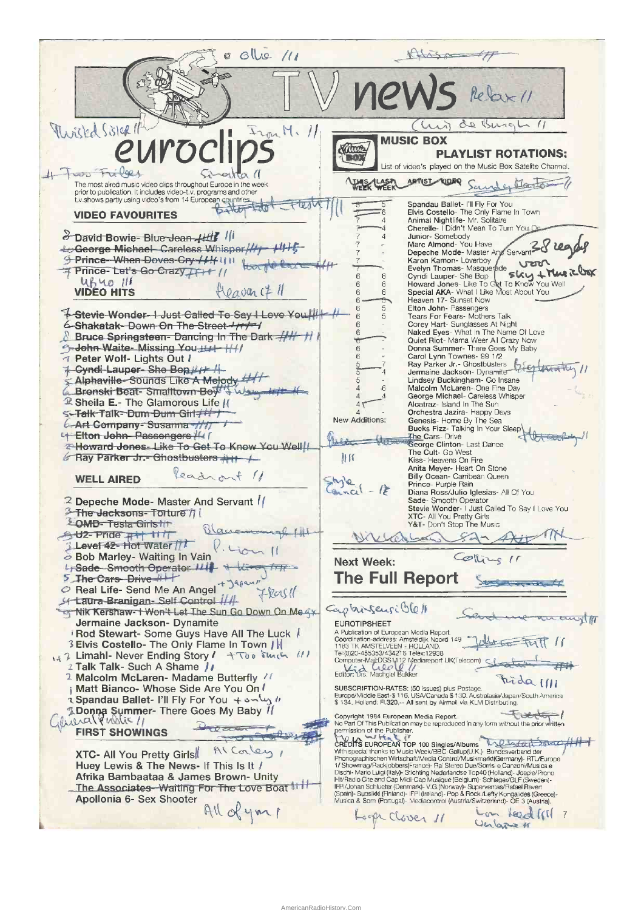# TV news

## euroclips

The most aired music video clips throughout Europe in the week prior to publication. It includes video-t.v. programs and other t.v.shows partly using video's from 14 European countries.

### VIDEO FAVOURITES

- David Bowie- Blue Jean
- George Michael- Careless Whisper
- Prince- When Doves Cry
- Prince- Let's Go Crazy

### VIDEO HITS

- Stevie Wonder- I Just Called To Say I Love You
- Shakatak- Down On The Street
- Bruce Springsteen- Dancing In The Dark
- John Waite- Missing You
- Peter Wolf- Lights Out
- Cyndi Lauper- She Bop
- Alphaville- Sounds Like A Melody
- Bronski Beat- Smalltown Boy
- Sheila E.- The Glamorous Life
- Talk Talk- Dum Dum Girl
- Art Company- Susanna
- Elton John- Passengers
- Howard Jones- Like To Get To Know You Well
- Ray Parker Jr.- Ghostbusters

### WELL AIRED

- Depeche Mode- Master And Servant
- The Jacksons- Torture
- OMD- Tesla Girls
- U2- Pride
- Level 42- Hot Water
- Bob Marley- Waiting In Vain
- Sade- Smooth Operator
- The Cars- Drive
- Real Life- Send Me An Angel
- Laura Branigan- Self Control
- Nik Kershaw- I Won't Let The Sun Go Down On Me
- Jermaine Jackson- Dynamite
- Rod Stewart- Some Guys Have All The Luck
- Elvis Costello- The Only Flame In Town
- Limahl- Never Ending Story
- Talk Talk- Such A Shame
- Malcolm McLaren- Madame Butterfly
- Matt Bianco- Whose Side Are You On
- Spandau Ballet- I'll Fly For You
- Donna Summer- There Goes My Baby

### FIRST SHOWINGS

- XTC- All You Pretty Girls
- Huey Lewis & The News- If This Is It
- Afrika Bambaataa & James Brown- Unity
- The Associates- Waiting For The Love Boat
- Apollonia 6- Sex Shooter

## MUSIC BOX PLAYLIST ROTATIONS:

List of video's played on the Music Box Satellite Channel.

| THIS WEEK | LAST WEEK | ARTIST - VIDEO |
|---|---|---|
| 8 | 5 | Spandau Ballet- I'll Fly For You |
| 7 | 6 | Elvis Costello- The Only Flame In Town |
| 7 | 4 | Animal Nightlife- Mr. Solitaire |
| 7 | 4 | Cherelle- I Didn't Mean To Turn You On |
| 7 | 4 | Junior- Somebody |
| 7 | - | Marc Almond- You Have |
| 7 | - | Depeche Mode- Master And Servant |
| 7 | - | Karon Kamon- Loverboy |
| 7 | - | Evelyn Thomas- Masquerade |
| 6 | 6 | Cyndi Lauper- She Bop |
| 6 | 6 | Howard Jones- Like To Get To Know You Well |
| 6 | 6 | Special AKA- What I Like Most About You |
| 6 | 5 | Heaven 17- Sunset Now |
| 6 | 5 | Elton John- Passengers |
| 6 | 5 | Tears For Fears- Mothers Talk |
| 6 | - | Corey Hart- Sunglasses At Night |
| 6 | - | Naked Eyes- What In The Name Of Love |
| 6 | - | Quiet Riot- Mama Weer All Crazy Now |
| 6 | - | Donna Summer- There Goes My Baby |
| 6 | - | Carol Lynn Townes- 99 1/2 |
| 5 | 7 | Ray Parker Jr.- Ghostbusters |
| 5 | 4 | Jermaine Jackson- Dynamite |
| 5 | - | Lindsey Buckingham- Go Insane |
| 4 | 6 | Malcolm McLaren- One Fine Day |
| 4 | 4 | George Michael- Careless Whisper |
| 4 | - | Alcatraz- Island In The Sun |
| 4 | - | Orchestra Jazira- Happy Days |

**New Additions:**

- Genesis- Home By The Sea
- Bucks Fizz- Talking In Your Sleep
- The Cars- Drive
- George Clinton- Last Dance
- The Cult- Go West
- Kiss- Heavens On Fire
- Anita Meyer- Heart On Stone
- Billy Ocean- Carribean Queen
- Prince- Purple Rain
- Diana Ross/Julio Iglesias- All Of You
- Sade- Smooth Operator
- Stevie Wonder- I Just Called To Say I Love You
- XTC- All You Pretty Girls
- Y&T- Don't Stop The Music

## Next Week:

## The Full Report

**EUROTIPSHEET**
A Publication of European Media Report.
Coordination-address: Amsteldijk Noord 149
1183 TK AMSTELVEEN - HOLLAND.
Tel:(0)20-455353/434215 Telex:12938
Computer-Mail:DGS1112 Mediareport UK(Telecom)
Editor: Drs. Machgiel Bakker

SUBSCRIPTION-RATES: (50 issues) plus Postage. Europe/Middle East-$ 116, USA/Canada $ 130, Australasia/Japan/South America $ 134, Holland: Fl.320.-- All sent by Airmail via KLM Distributing.

Copyright 1984 European Media Report.
No Part Of This Publication may be reproduced in any form without the prior written permission of the Publisher.

CREDITS EUROPEAN TOP 100 Singles/Albums
With special thanks to Music Week/BBC-Gallup(U.K.)- Bundesverband der Phonographischen Wirtschaft/Media Control/Musikmarkt(Germany)- RTL/Europe 1/Showmag/Rackjobbers(France)- Rai Stereo Due/Sorrisi e Canzoni/Musica e Dischi- Mario Luigi (Italy)- Stichting Nederlandse Top40 (Holland)- Joepie/Promo Hit/Radio Cite and Cap Midi-Cap Musique (Belgium)- Schlager/GLF (Sweden)- IFPI/Jonan Schlueter (Denmark)- V.G.(Norway)- Superventas/Rafael Revert (Spain)- Suosikki (Finland)- IFPI (Ireland)- Pop & Rock /Lefty Kongalides (Greece)- Musica & Som (Portugal)- Mediacontrol (Austria/Switzerland)- OE 3 (Austria).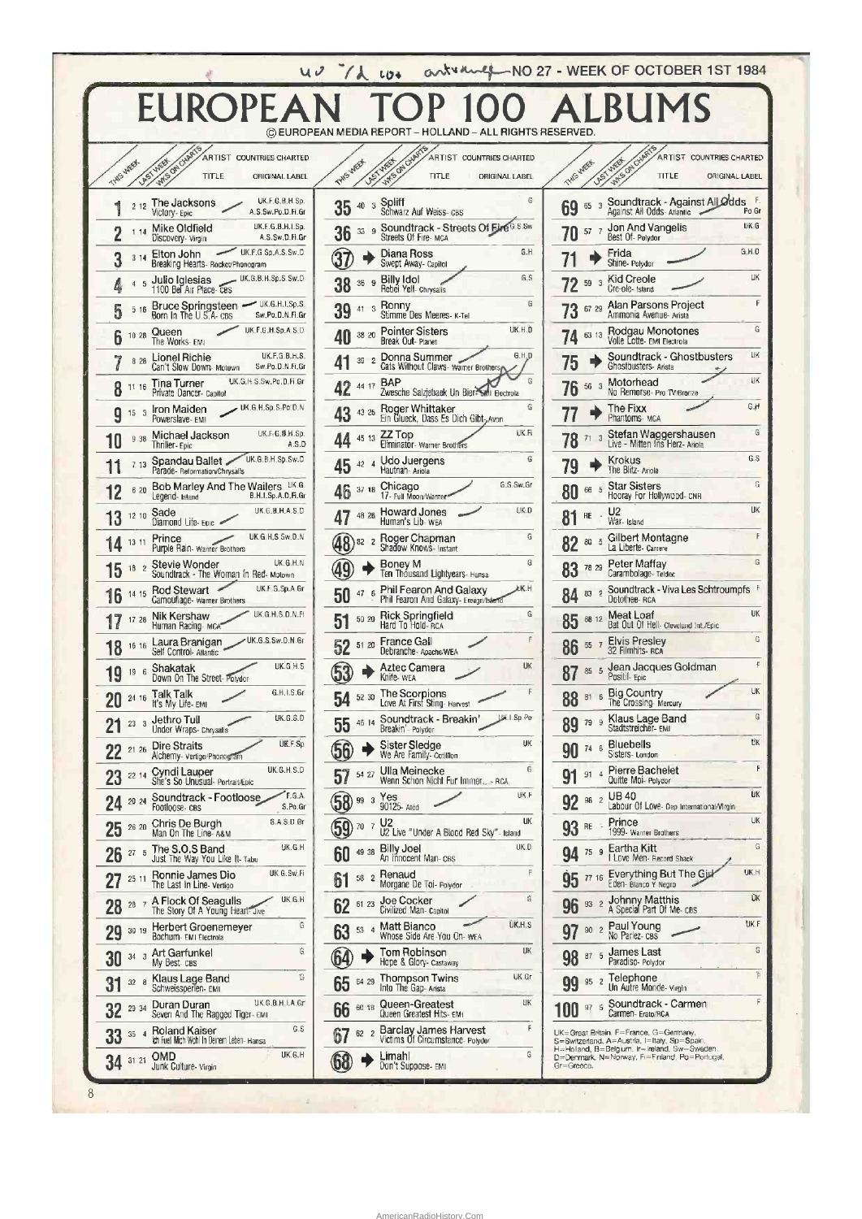NO 27 - WEEK OF OCTOBER 1ST 1984

# EUROPEAN TOP 100 ALBUMS

© EUROPEAN MEDIA REPORT – HOLLAND – ALL RIGHTS RESERVED.

| This Week | Last Week | Wks On Charts | Artist / Title – Original Label | Countries Charted |
|---|---|---|---|---|
| 1 | 2 | 12 | The Jacksons / Victory - Epic | UK.F.G.B.H.Sp.A.S.Sw.Po.D.Fi.Gr |
| 2 | 1 | 14 | Mike Oldfield / Discovery - Virgin | UK.F.G.B.H.I.Sp.A.S.Sw.D.Fi.Gr |
| 3 | 3 | 14 | Elton John / Breaking Hearts - Rocket/Phonogram | UK.F.G.Sp.A.S.Sw.D |
| 4 | 4 | 5 | Julio Iglesias / 1100 Bel Air Place - CBS | UK.G.B.H.Sp.S.Sw.D |
| 5 | 5 | 16 | Bruce Springsteen / Born In The U.S.A. - CBS | UK.G.H.I.Sp.S.Sw.Po.D.N.Fi.Gr |
| 6 | 10 | 28 | Queen / The Works - EMI | UK.F.G.H.Sp.A.S.D |
| 7 | 8 | 26 | Lionel Richie / Can't Slow Down - Motown | UK.F.G.B.H.S.Sw.Po.D.N.Fi.Gr |
| 8 | 11 | 16 | Tina Turner / Private Dancer - Capitol | UK.G.H.S.Sw.Po.D.Fi.Gr |
| 9 | 15 | 3 | Iron Maiden / Powerslave - EMI | UK.G.H.Sp.S.Po.D.N |
| 10 | 9 | 38 | Michael Jackson / Thriller - Epic | UK.F.G.B.H.Sp.A.S.D |
| 11 | 7 | 13 | Spandau Ballet / Parade - Reformation/Chrysalis | UK.G.B.H.Sp.Sw.D |
| 12 | 6 | 20 | Bob Marley And The Wailers / Legend - Island | UK.G.B.H.I.Sp.A.D.Fi.Gr |
| 13 | 12 | 10 | Sade / Diamond Life - Epic | UK.G.B.H.A.S.D |
| 14 | 13 | 11 | Prince / Purple Rain - Warner Brothers | UK.G.H.S.Sw.D.N |
| 15 | 18 | 2 | Stevie Wonder / Soundtrack - The Woman In Red - Motown | UK.G.H.N |
| 16 | 14 | 15 | Rod Stewart / Camouflage - Warner Brothers | UK.F.G.Sp.A.Gr |
| 17 | 17 | 26 | Nik Kershaw / Human Racing - MCA | UK.G.H.S.D.N.Fi |
| 18 | 16 | 16 | Laura Branigan / Self Control - Atlantic | UK.G.S.Sw.D.N.Gr |
| 19 | 19 | 6 | Shakatak / Down On The Street - Polydor | UK.G.H.S |
| 20 | 24 | 16 | Talk Talk / It's My Life - EMI | G.H.I.S.Gr |
| 21 | 23 | 3 | Jethro Tull / Under Wraps - Chrysalis | UK.G.S.D |
| 22 | 21 | 26 | Dire Straits / Alchemy - Vertigo/Phonogram | UK.F.Sp |
| 23 | 22 | 14 | Cyndi Lauper / She's So Unusual - Portrait/Epic | UK.G.H.S.D |
| 24 | 20 | 24 | Soundtrack - Footloose / Footloose - CBS | F.G.A.S.Po.Gr |
| 25 | 26 | 20 | Chris De Burgh / Man On The Line - A&M | B.A.S.D.Gr |
| 26 | 27 | 5 | The S.O.S Band / Just The Way You Like It - Tabu | UK.G.H |
| 27 | 25 | 11 | Ronnie James Dio / The Last In Line - Vertigo | UK.G.Sw.Fi |
| 28 | 28 | 7 | A Flock Of Seagulls / The Story Of A Young Heart - Jive | UK.G.H |
| 29 | 30 | 19 | Herbert Groenemeyer / Bochum - EMI Electrola | G |
| 30 | 34 | 3 | Art Garfunkel / My Best - CBS | G |
| 31 | 32 | 8 | Klaus Lage Band / Schweissperlen - EMI | G |
| 32 | 29 | 34 | Duran Duran / Seven And The Ragged Tiger - EMI | UK.G.B.H.I.A.Gr |
| 33 | 35 | 4 | Roland Kaiser / Ich Fuel Mich Wohl In Deinem Leben - Hansa | G.S |
| 34 | 31 | 21 | OMD / Junk Culture - Virgin | UK.G.H |
| 35 | 40 | 3 | Spliff / Schwarz Auf Weiss - CBS | G |
| 36 | 33 | 9 | Soundtrack - Streets Of Fire / Streets Of Fire - MCA | G.S.Sw |
| 37 | → | | Diana Ross / Swept Away - Capitol | G.H |
| 38 | 36 | 9 | Billy Idol / Rebel Yell - Chrysalis | G.S |
| 39 | 41 | 3 | Ronny / Stimme Des Meeres - K-Tel | G |
| 40 | 38 | 20 | Pointer Sisters / Break Out - Planet | UK.H.D |
| 41 | 39 | 2 | Donna Summer / Cats Without Claws - Warner Brothers | G.H.D |
| 42 | 44 | 17 | BAP / Zwesche Salzjebaek Un Bier - EMI Electrola | G |
| 43 | 43 | 26 | Roger Whittaker / Ein Glueck, Dass Es Dich Gibt - Avon | G |
| 44 | 45 | 13 | ZZ Top / Eliminator - Warner Brothers | UK.Fi |
| 45 | 42 | 4 | Udo Juergens / Hautnah - Ariola | G |
| 46 | 37 | 18 | Chicago / 17 - Full Moon/Warner | G.S.Sw.Gr |
| 47 | 48 | 26 | Howard Jones / Human's Lib - WEA | UK.D |
| 48 | 82 | 2 | Roger Chapman / Shadow Knows - Instant | G |
| 49 | → | | Boney M / Ten Thousand Lightyears - Hansa | G |
| 50 | 47 | 6 | Phil Fearon And Galaxy / Phil Fearon And Galaxy - Ensign/Island | UK.H |
| 51 | 50 | 20 | Rick Springfield / Hard To Hold - RCA | G |
| 52 | 51 | 20 | France Gall / Debranche - Apache/WEA | F |
| 53 | → | | Aztec Camera / Knife - WEA | UK |
| 54 | 52 | 30 | The Scorpions / Love At First Sting - Harvest | F |
| 55 | 46 | 14 | Soundtrack - Breakin' / Breakin' - Polydor | UK.I.Sp.Po |
| 56 | → | | Sister Sledge / We Are Family - Cotillion | UK |
| 57 | 54 | 27 | Ulla Meinecke / Wenn Schon Nicht Fur Immer... - RCA | G |
| 58 | 99 | 3 | Yes / 90125 - Atco | UK.F |
| 59 | 70 | 7 | U2 / U2 Live "Under A Blood Red Sky" - Island | UK |
| 60 | 49 | 38 | Billy Joel / An Innocent Man - CBS | UK.D |
| 61 | 58 | 2 | Renaud / Morgane De Toi - Polydor | F |
| 62 | 61 | 23 | Joe Cocker / Civilized Man - Capitol | G |
| 63 | 53 | 4 | Matt Bianco / Whose Side Are You On - WEA | UK.H.S |
| 64 | → | | Tom Robinson / Hope & Glory - Castaway | UK |
| 65 | 64 | 29 | Thompson Twins / Into The Gap - Arista | UK.Gr |
| 66 | 60 | 18 | Queen-Greatest / Queen Greatest Hits - EMI | UK |
| 67 | 62 | 2 | Barclay James Harvest / Victims Of Circumstance - Polydor | F |
| 68 | → | | Limahl / Don't Suppose - EMI | G |
| 69 | 65 | 3 | Soundtrack - Against All Odds / Against All Odds - Atlantic | F.Po.Gr |
| 70 | 57 | 7 | Jon And Vangelis / Best Of - Polydor | UK.G |
| 71 | → | | Frida / Shine - Polydor | G.H.D |
| 72 | 59 | 3 | Kid Creole / Cre-ole - Island | UK |
| 73 | 67 | 29 | Alan Parsons Project / Ammonia Avenue - Arista | F |
| 74 | 63 | 13 | Rodgau Monotones / Volle Lotte - EMI Electrola | G |
| 75 | → | | Soundtrack - Ghostbusters / Ghostbusters - Arista | UK |
| 76 | 56 | 3 | Motorhead / No Remorse - Pro TV/Bronze | UK |
| 77 | → | | The Fixx / Phantoms - MCA | G.H |
| 78 | 71 | 3 | Stefan Waggershausen / Live - Mitten Ins Herz - Ariola | G |
| 79 | → | | Krokus / The Blitz - Ariola | G.S |
| 80 | 66 | 5 | Star Sisters / Hooray For Hollywood - CNR | G |
| 81 | RE | - | U2 / War - Island | UK |
| 82 | 80 | 5 | Gilbert Montagne / La Liberte - Carrere | F |
| 83 | 78 | 29 | Peter Maffay / Carambolage - Teldec | G |
| 84 | 83 | 2 | Soundtrack - Viva Les Schtroumpfs / Dotothee - RCA | F |
| 85 | 88 | 12 | Meat Loaf / Bat Out Of Hell - Cleveland Int./Epic | UK |
| 86 | 55 | 7 | Elvis Presley / 32 Filmhits - RCA | G |
| 87 | 85 | 5 | Jean Jacques Goldman / Positif - Epic | F |
| 88 | 81 | 6 | Big Country / The Crossing - Mercury | UK |
| 89 | 79 | 9 | Klaus Lage Band / Stadtstreicher - EMI | G |
| 90 | 74 | 6 | Bluebells / Sisters - London | UK |
| 91 | 91 | 4 | Pierre Bachelet / Quitte Moi - Polydor | F |
| 92 | 96 | 2 | UB 40 / Labour Of Love - Dep International/Virgin | UK |
| 93 | RE | - | Prince / 1999 - Warner Brothers | UK |
| 94 | 75 | 9 | Eartha Kitt / I Love Men - Record Shack | G |
| 95 | 77 | 16 | Everything But The Girl / Eden - Blanco Y Negro | UK.H |
| 96 | 93 | 2 | Johnny Matthis / A Special Part Of Me - CBS | UK |
| 97 | 90 | 2 | Paul Young / No Parlez - CBS | UK.F |
| 98 | 87 | 5 | James Last / Paradiso - Polydor | G |
| 99 | 95 | 2 | Telephone / Un Autre Monde - Virgin | F |
| 100 | 97 | 5 | Soundtrack - Carmen / Carmen - Erato/RCA | F |

UK=Great Britain, F=France, G=Germany, S=Switzerland, A=Austria, I=Italy, Sp=Spain, H=Holland, B=Belgium, Ir=Ireland, Sw=Sweden, D=Denmark, N=Norway, Fi=Finland, Po=Portugal, Gr=Greece.